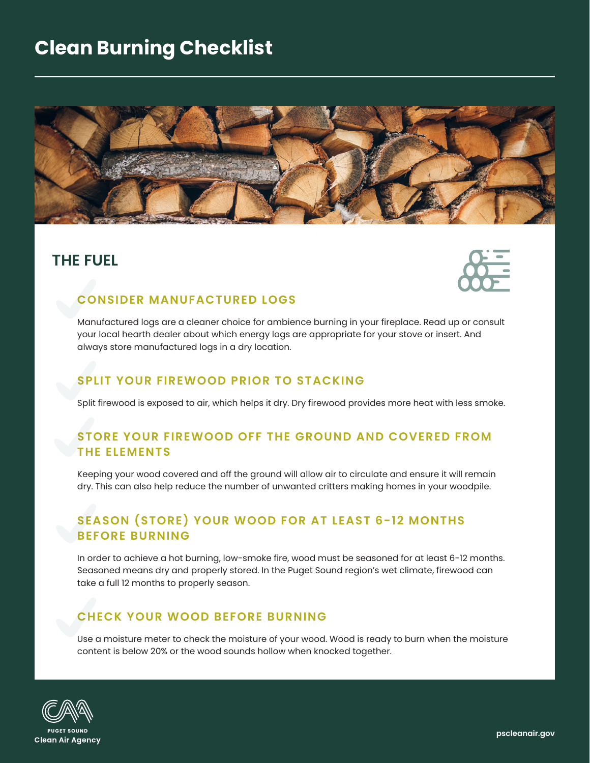# Clean Burning Checklist

## THE FUEL

### CONSIDER MANUFACTURED LOGS

Manufactured logs are a cleaner choice for ambience burning in your fireplace. Read up or consult your local hearth dealer about which energy logs are appropriate for your stove or insert. And always store manufactured logs in a dry location.

### SPLIT YOUR FIREWOOD PRIOR TO STACKING

Split firewood is exposed to air, which helps it dry. Dry firewood provides more heat with less smoke.

### STORE YOUR FIREWOOD OFF THE GROUND AND COVERED FROM THE ELEMENTS

Keeping your wood covered and off the ground will allow air to circulate and ensure it will remain dry. This can also help reduce the number of unwanted critters making homes in your woodpile.

### SEASON (STORE) YOUR WOOD FOR AT LEAST 6-12 MONTHS BEFORE BURNING

In order to achieve a hot burning, low-smoke fire, wood must be seasoned for at least 6-12 months. Seasoned means dry and properly stored. In the Puget Sound region's wet climate, firewood can take a full 12 months to properly season.

### CHECK YOUR WOOD BEFORE BURNING

Use a moisture meter to check the moisture of your wood. Wood is ready to burn when the moisture content is below 20% or the wood sounds hollow when knocked together.

PUGET SOUND Clean Air Agency

pscleanair.gov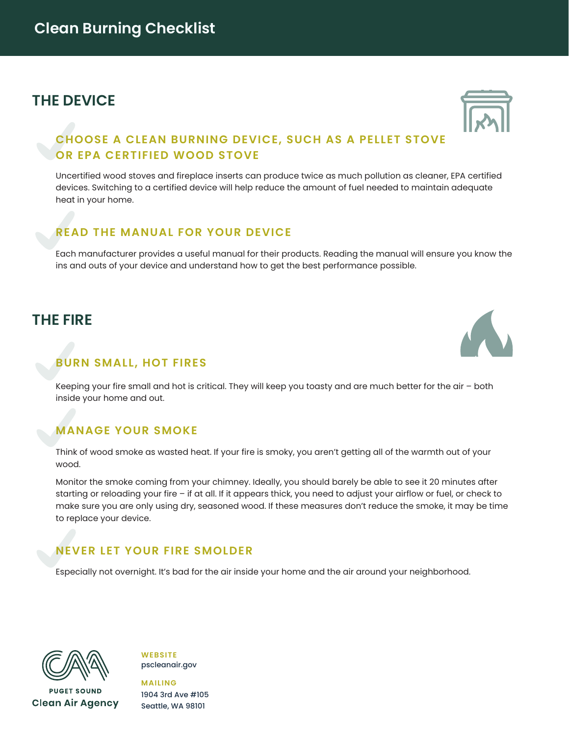# Clean Burning Checklist

## THE DEVICE

### CHOOSE A CLEAN BURNING DEVICE, SUCH AS A PELLET STOVE OR EPA CERTIFIED WOOD STOVE

Uncertified wood stoves and fireplace inserts can produce twice as much pollution as cleaner, EPA certified devices. Switching to a certified device will help reduce the amount of fuel needed to maintain adequate heat in your home.

### READ THE MANUAL FOR YOUR DEVICE

Each manufacturer provides a useful manual for their products. Reading the manual will ensure you know the ins and outs of your device and understand how to get the best performance possible.

## THE FIRE

### BURN SMALL, HOT FIRES

Keeping your fire small and hot is critical. They will keep you toasty and are much better for the air – both inside your home and out.

### MANAGE YOUR SMOKE

Think of wood smoke as wasted heat. If your fire is smoky, you aren't getting all of the warmth out of your wood.

Monitor the smoke coming from your chimney. Ideally, you should barely be able to see it 20 minutes after starting or reloading your fire – if at all. If it appears thick, you need to adjust your airflow or fuel, or check to make sure you are only using dry, seasoned wood. If these measures don't reduce the smoke, it may be time to replace your device.

### NEVER LET YOUR FIRE SMOLDER

Especially not overnight. It's bad for the air inside your home and the air around your neighborhood.

PUGET SOUND
Clean Air Agency

**WEBSITE**
pscleanair.gov

**MAILING**
1904 3rd Ave #105
Seattle, WA 98101